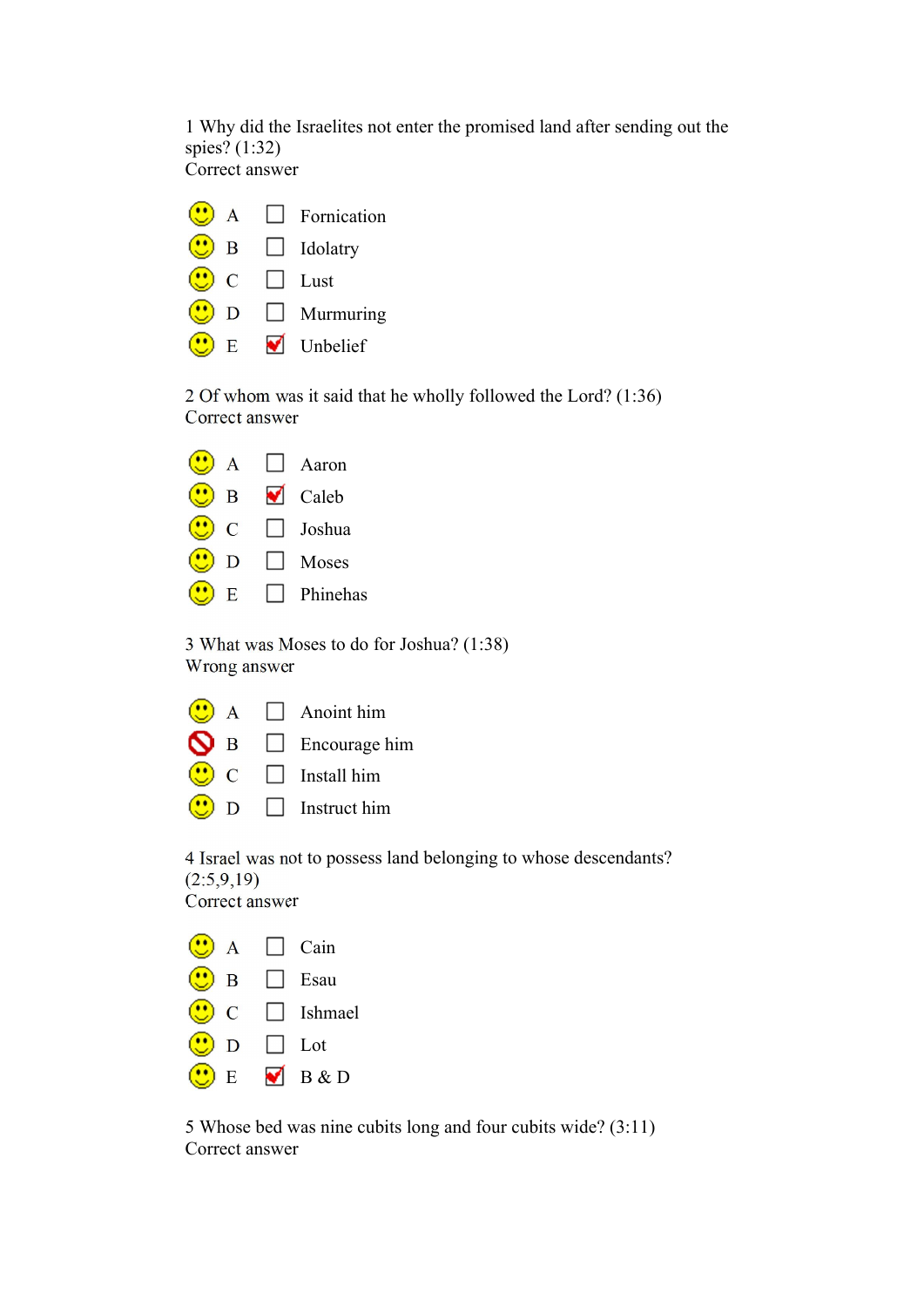1 Why did the Israelites not enter the promised land after sending out the spies? (1:32)
Correct answer

- A ☐ Fornication
- B ☐ Idolatry
- C ☐ Lust
- D ☐ Murmuring
- E ☑ Unbelief

2 Of whom was it said that he wholly followed the Lord? (1:36)
Correct answer

- A ☐ Aaron
- B ☑ Caleb
- C ☐ Joshua
- D ☐ Moses
- E ☐ Phinehas

3 What was Moses to do for Joshua? (1:38)
Wrong answer

- A ☐ Anoint him
- B ☐ Encourage him
- C ☐ Install him
- D ☐ Instruct him

4 Israel was not to possess land belonging to whose descendants? (2:5,9,19)
Correct answer

- A ☐ Cain
- B ☐ Esau
- C ☐ Ishmael
- D ☐ Lot
- E ☑ B & D

5 Whose bed was nine cubits long and four cubits wide? (3:11)
Correct answer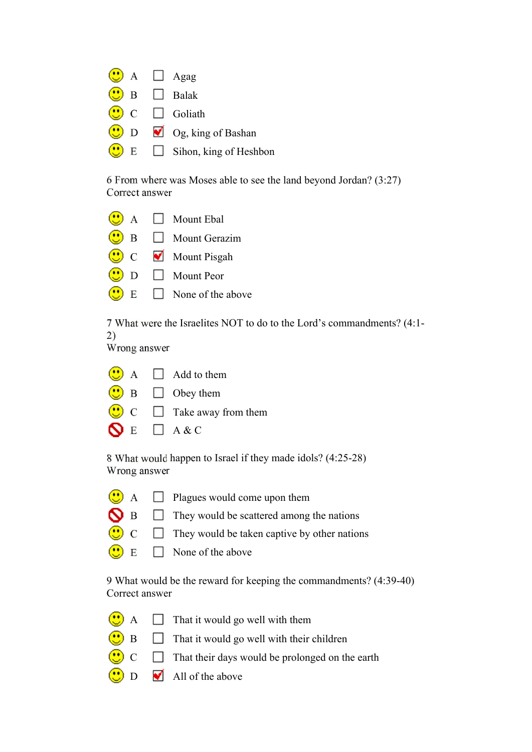- A ☐ Agag
- B ☐ Balak
- C ☐ Goliath
- D ☑ Og, king of Bashan
- E ☐ Sihon, king of Heshbon

6 From where was Moses able to see the land beyond Jordan? (3:27)
Correct answer

- A ☐ Mount Ebal
- B ☐ Mount Gerazim
- C ☑ Mount Pisgah
- D ☐ Mount Peor
- E ☐ None of the above

7 What were the Israelites NOT to do to the Lord's commandments? (4:1-2)
Wrong answer

- A ☐ Add to them
- B ☐ Obey them
- C ☐ Take away from them
- E ☐ A & C

8 What would happen to Israel if they made idols? (4:25-28)
Wrong answer

- A ☐ Plagues would come upon them
- B ☐ They would be scattered among the nations
- C ☐ They would be taken captive by other nations
- E ☐ None of the above

9 What would be the reward for keeping the commandments? (4:39-40)
Correct answer

- A ☐ That it would go well with them
- B ☐ That it would go well with their children
- C ☐ That their days would be prolonged on the earth
- D ☑ All of the above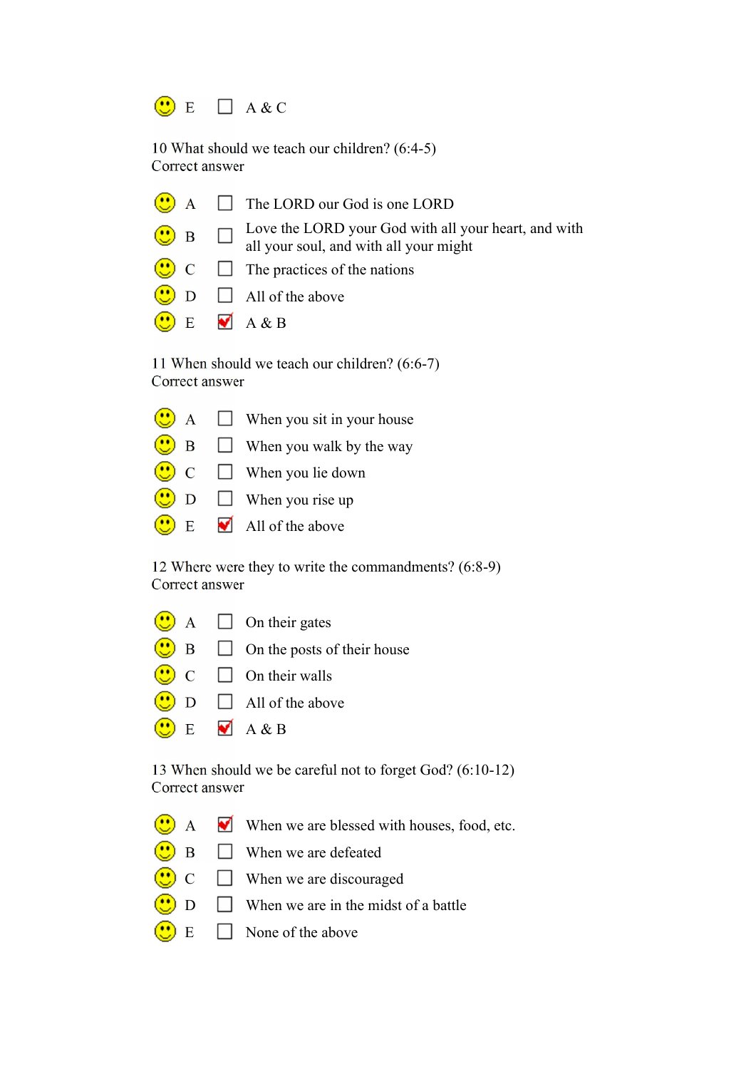- E ☐ A & C

10 What should we teach our children? (6:4-5)
Correct answer

- A ☐ The LORD our God is one LORD
- B ☐ Love the LORD your God with all your heart, and with all your soul, and with all your might
- C ☐ The practices of the nations
- D ☐ All of the above
- E ☑ A & B

11 When should we teach our children? (6:6-7)
Correct answer

- A ☐ When you sit in your house
- B ☐ When you walk by the way
- C ☐ When you lie down
- D ☐ When you rise up
- E ☑ All of the above

12 Where were they to write the commandments? (6:8-9)
Correct answer

- A ☐ On their gates
- B ☐ On the posts of their house
- C ☐ On their walls
- D ☐ All of the above
- E ☑ A & B

13 When should we be careful not to forget God? (6:10-12)
Correct answer

- A ☑ When we are blessed with houses, food, etc.
- B ☐ When we are defeated
- C ☐ When we are discouraged
- D ☐ When we are in the midst of a battle
- E ☐ None of the above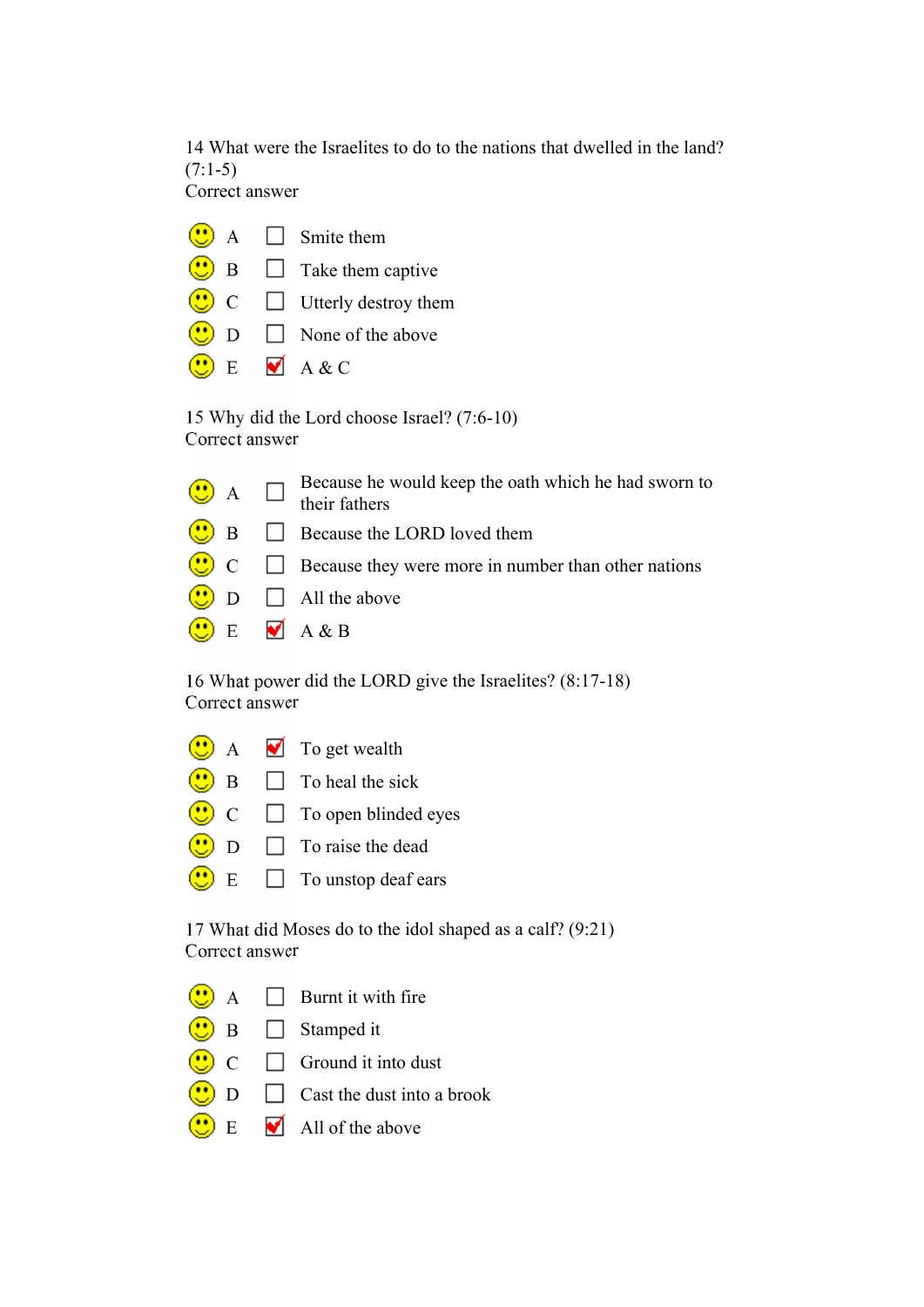14 What were the Israelites to do to the nations that dwelled in the land? (7:1-5)
Correct answer

- A ☐ Smite them
- B ☐ Take them captive
- C ☐ Utterly destroy them
- D ☐ None of the above
- E ☑ A & C

15 Why did the Lord choose Israel? (7:6-10)
Correct answer

- A ☐ Because he would keep the oath which he had sworn to their fathers
- B ☐ Because the LORD loved them
- C ☐ Because they were more in number than other nations
- D ☐ All the above
- E ☑ A & B

16 What power did the LORD give the Israelites? (8:17-18)
Correct answer

- A ☑ To get wealth
- B ☐ To heal the sick
- C ☐ To open blinded eyes
- D ☐ To raise the dead
- E ☐ To unstop deaf ears

17 What did Moses do to the idol shaped as a calf? (9:21)
Correct answer

- A ☐ Burnt it with fire
- B ☐ Stamped it
- C ☐ Ground it into dust
- D ☐ Cast the dust into a brook
- E ☑ All of the above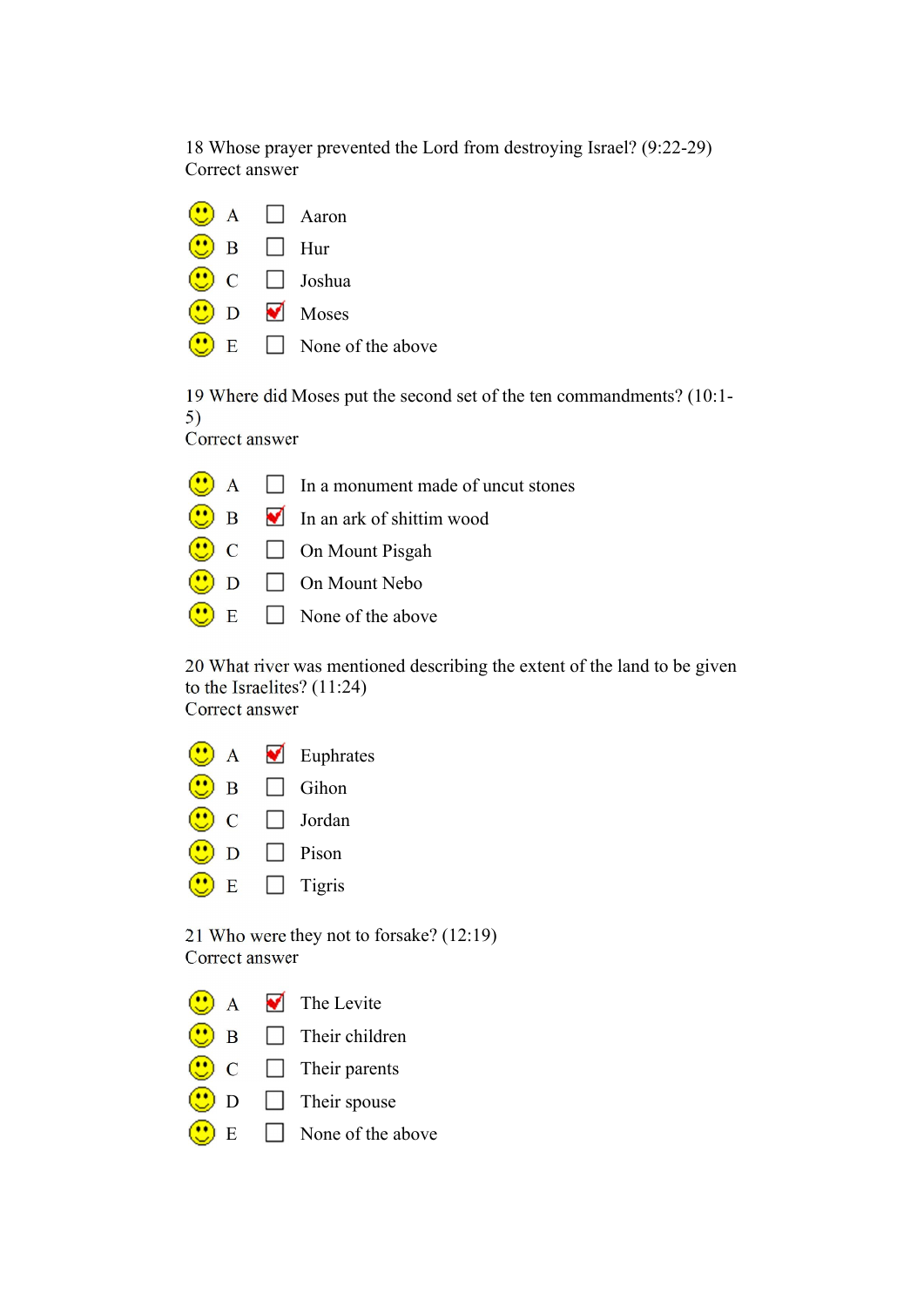18 Whose prayer prevented the Lord from destroying Israel? (9:22-29)
Correct answer

- A ☐ Aaron
- B ☐ Hur
- C ☐ Joshua
- D ☑ Moses
- E ☐ None of the above

19 Where did Moses put the second set of the ten commandments? (10:1-5)
Correct answer

- A ☐ In a monument made of uncut stones
- B ☑ In an ark of shittim wood
- C ☐ On Mount Pisgah
- D ☐ On Mount Nebo
- E ☐ None of the above

20 What river was mentioned describing the extent of the land to be given to the Israelites? (11:24)
Correct answer

- A ☑ Euphrates
- B ☐ Gihon
- C ☐ Jordan
- D ☐ Pison
- E ☐ Tigris

21 Who were they not to forsake? (12:19)
Correct answer

- A ☑ The Levite
- B ☐ Their children
- C ☐ Their parents
- D ☐ Their spouse
- E ☐ None of the above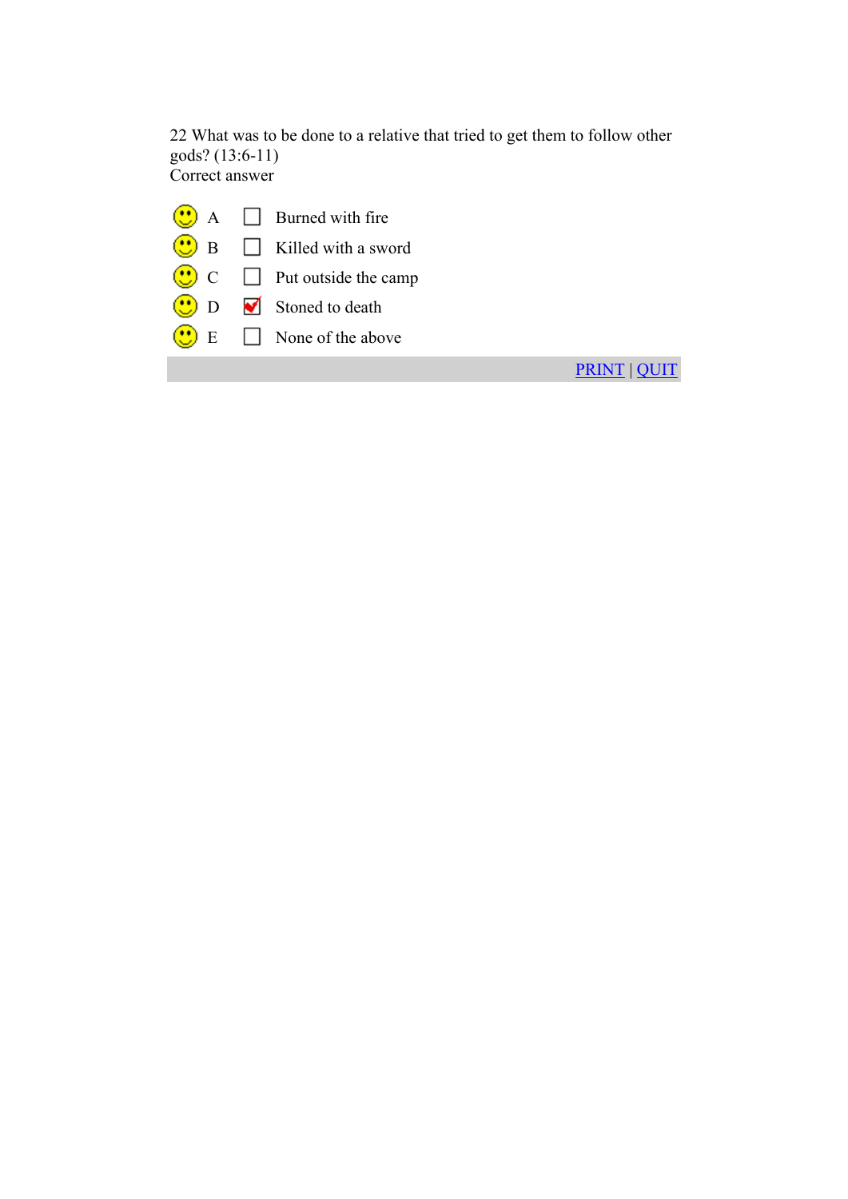22 What was to be done to a relative that tried to get them to follow other gods? (13:6-11)
Correct answer

- A ☐ Burned with fire
- B ☐ Killed with a sword
- C ☐ Put outside the camp
- D ☑ Stoned to death
- E ☐ None of the above

PRINT | QUIT